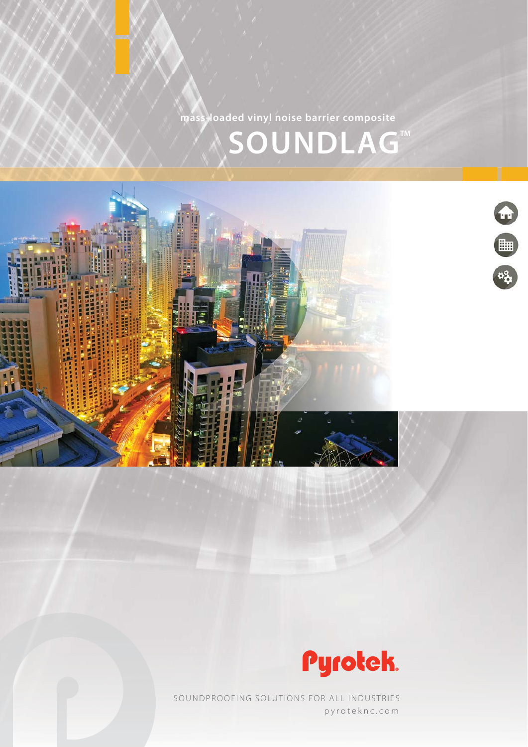mass-loaded vinyl noise barrier composite

# SOUNDLAG™

Pyrotek.

SOUNDPROOFING SOLUTIONS FOR ALL INDUSTRIES

pyroteknc.com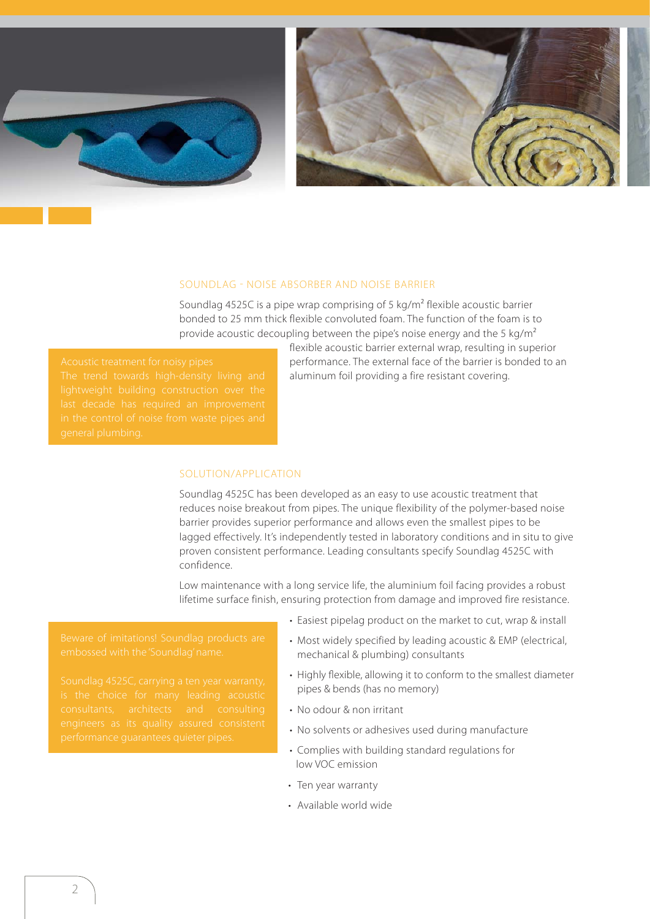## SOUNDLAG - NOISE ABSORBER AND NOISE BARRIER

Soundlag 4525C is a pipe wrap comprising of 5 kg/m² flexible acoustic barrier bonded to 25 mm thick flexible convoluted foam. The function of the foam is to provide acoustic decoupling between the pipe's noise energy and the 5 kg/m² flexible acoustic barrier external wrap, resulting in superior performance. The external face of the barrier is bonded to an aluminum foil providing a fire resistant covering.

**Acoustic treatment for noisy pipes**

The trend towards high-density living and lightweight building construction over the last decade has required an improvement in the control of noise from waste pipes and general plumbing.

## SOLUTION/APPLICATION

Soundlag 4525C has been developed as an easy to use acoustic treatment that reduces noise breakout from pipes. The unique flexibility of the polymer-based noise barrier provides superior performance and allows even the smallest pipes to be lagged effectively. It's independently tested in laboratory conditions and in situ to give proven consistent performance. Leading consultants specify Soundlag 4525C with confidence.

Low maintenance with a long service life, the aluminium foil facing provides a robust lifetime surface finish, ensuring protection from damage and improved fire resistance.

Beware of imitations! Soundlag products are embossed with the 'Soundlag' name.

Soundlag 4525C, carrying a ten year warranty, is the choice for many leading acoustic consultants, architects and consulting engineers as its quality assured consistent performance guarantees quieter pipes.

- Easiest pipelag product on the market to cut, wrap & install
- Most widely specified by leading acoustic & EMP (electrical, mechanical & plumbing) consultants
- Highly flexible, allowing it to conform to the smallest diameter pipes & bends (has no memory)
- No odour & non irritant
- No solvents or adhesives used during manufacture
- Complies with building standard regulations for low VOC emission
- Ten year warranty
- Available world wide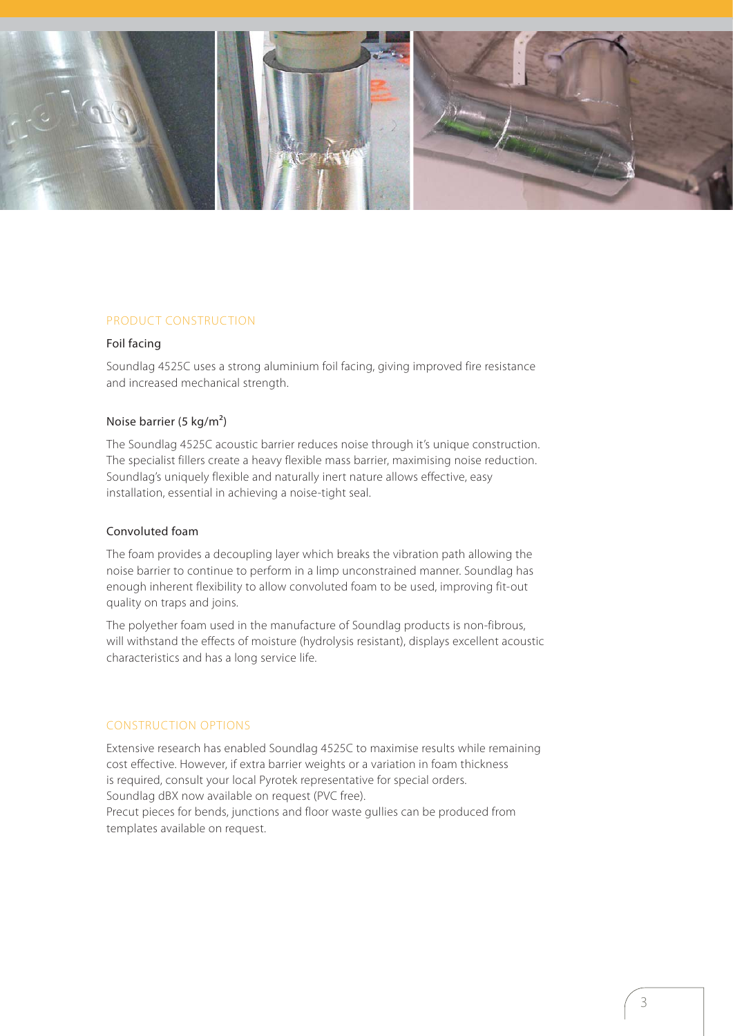## PRODUCT CONSTRUCTION

### Foil facing

Soundlag 4525C uses a strong aluminium foil facing, giving improved fire resistance and increased mechanical strength.

### Noise barrier (5 kg/m²)

The Soundlag 4525C acoustic barrier reduces noise through it's unique construction. The specialist fillers create a heavy flexible mass barrier, maximising noise reduction. Soundlag's uniquely flexible and naturally inert nature allows effective, easy installation, essential in achieving a noise-tight seal.

### Convoluted foam

The foam provides a decoupling layer which breaks the vibration path allowing the noise barrier to continue to perform in a limp unconstrained manner. Soundlag has enough inherent flexibility to allow convoluted foam to be used, improving fit-out quality on traps and joins.

The polyether foam used in the manufacture of Soundlag products is non-fibrous, will withstand the effects of moisture (hydrolysis resistant), displays excellent acoustic characteristics and has a long service life.

## CONSTRUCTION OPTIONS

Extensive research has enabled Soundlag 4525C to maximise results while remaining cost effective. However, if extra barrier weights or a variation in foam thickness is required, consult your local Pyrotek representative for special orders.
Soundlag dBX now available on request (PVC free).
Precut pieces for bends, junctions and floor waste gullies can be produced from templates available on request.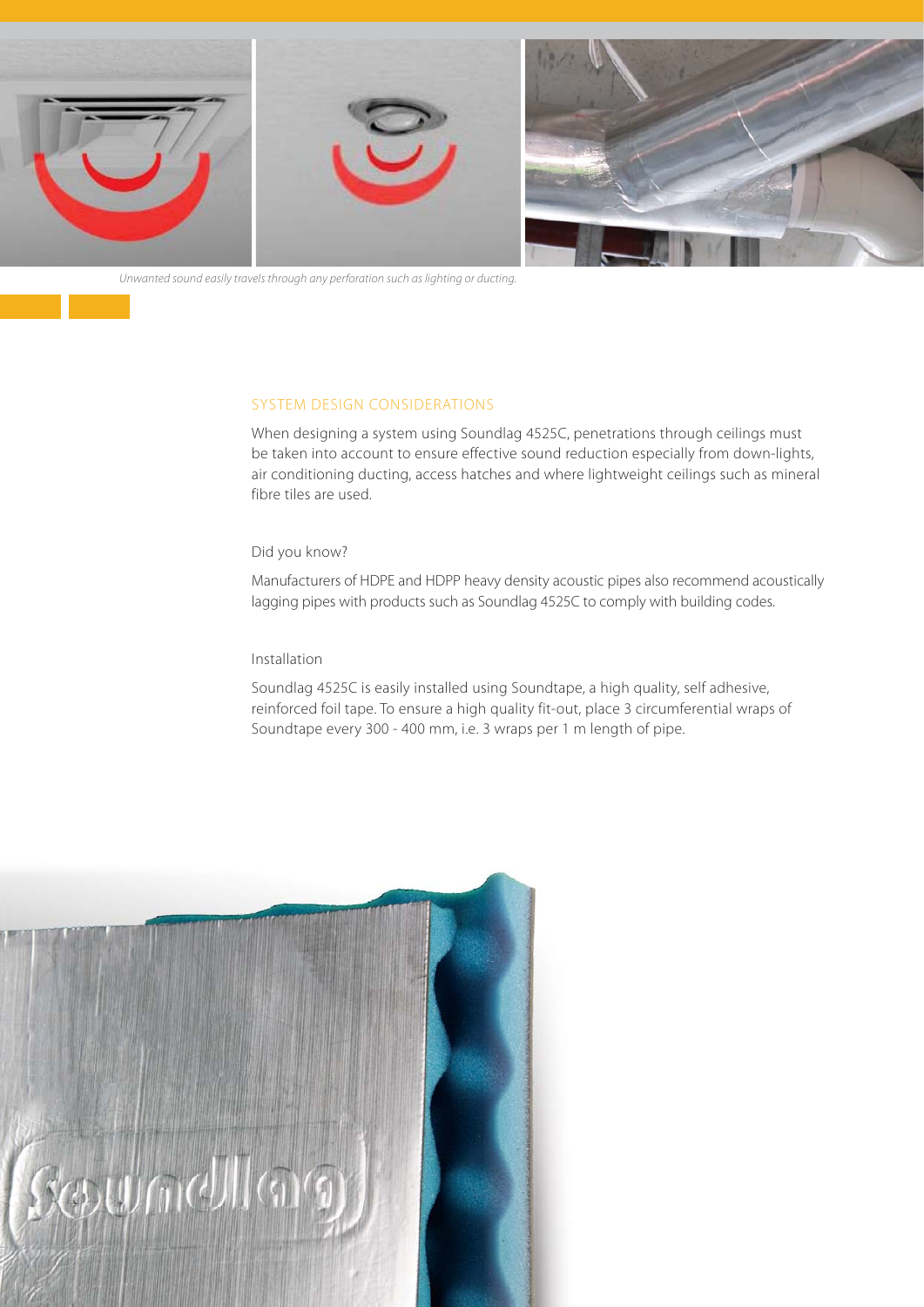*Unwanted sound easily travels through any perforation such as lighting or ducting.*

## SYSTEM DESIGN CONSIDERATIONS

When designing a system using Soundlag 4525C, penetrations through ceilings must be taken into account to ensure effective sound reduction especially from down-lights, air conditioning ducting, access hatches and where lightweight ceilings such as mineral fibre tiles are used.

### Did you know?

Manufacturers of HDPE and HDPP heavy density acoustic pipes also recommend acoustically lagging pipes with products such as Soundlag 4525C to comply with building codes.

### Installation

Soundlag 4525C is easily installed using Soundtape, a high quality, self adhesive, reinforced foil tape. To ensure a high quality fit-out, place 3 circumferential wraps of Soundtape every 300 - 400 mm, i.e. 3 wraps per 1 m length of pipe.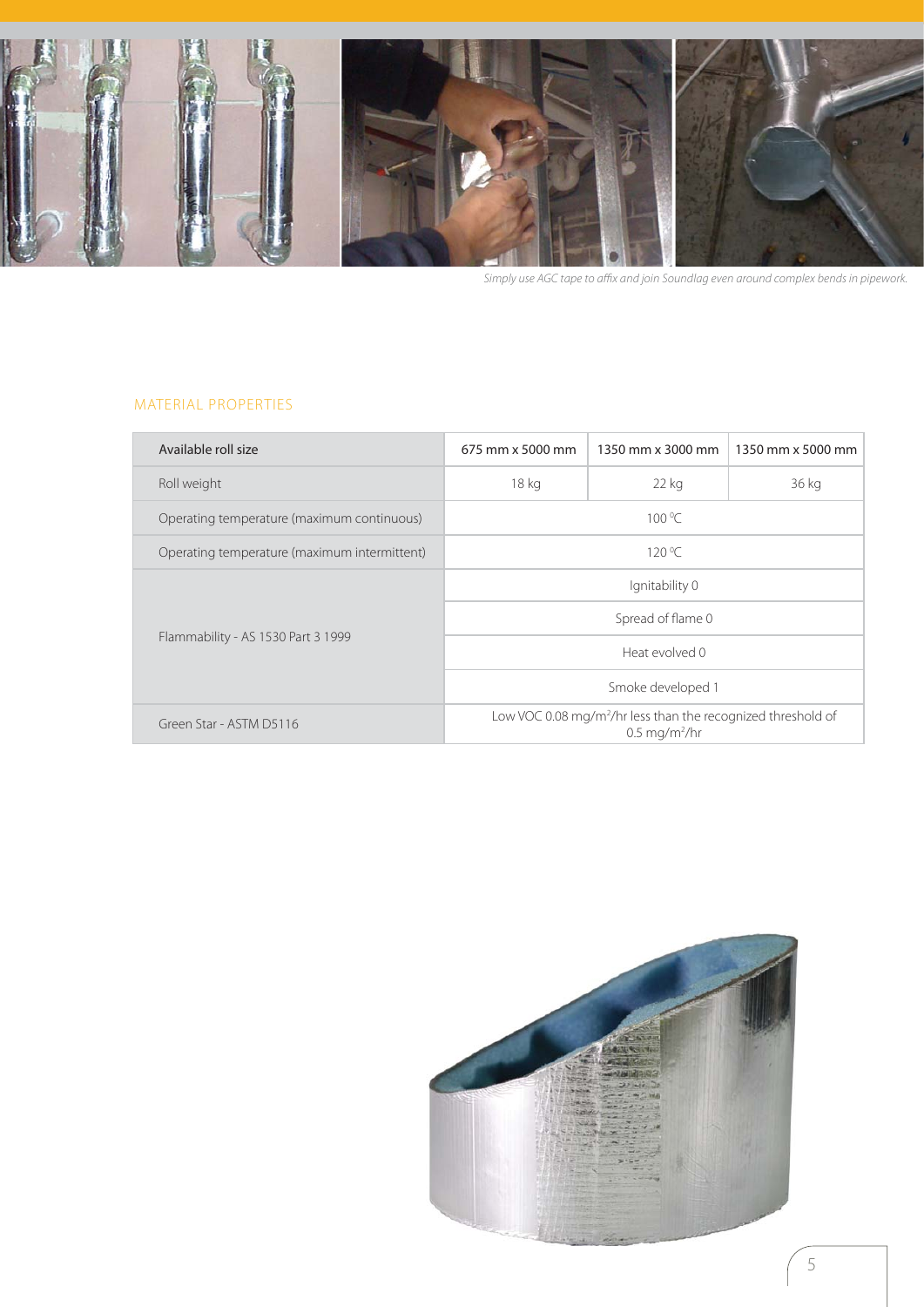*Simply use AGC tape to affix and join Soundlag even around complex bends in pipework.*

## MATERIAL PROPERTIES

| Available roll size | 675 mm x 5000 mm | 1350 mm x 3000 mm | 1350 mm x 5000 mm |
|---|---|---|---|
| Roll weight | 18 kg | 22 kg | 36 kg |
| Operating temperature (maximum continuous) | 100 ºC | | |
| Operating temperature (maximum intermittent) | 120 ºC | | |
| Flammability - AS 1530 Part 3 1999 | Ignitability 0 | | |
| | Spread of flame 0 | | |
| | Heat evolved 0 | | |
| | Smoke developed 1 | | |
| Green Star - ASTM D5116 | Low VOC 0.08 mg/m$^2$/hr less than the recognized threshold of 0.5 mg/m$^2$/hr | | |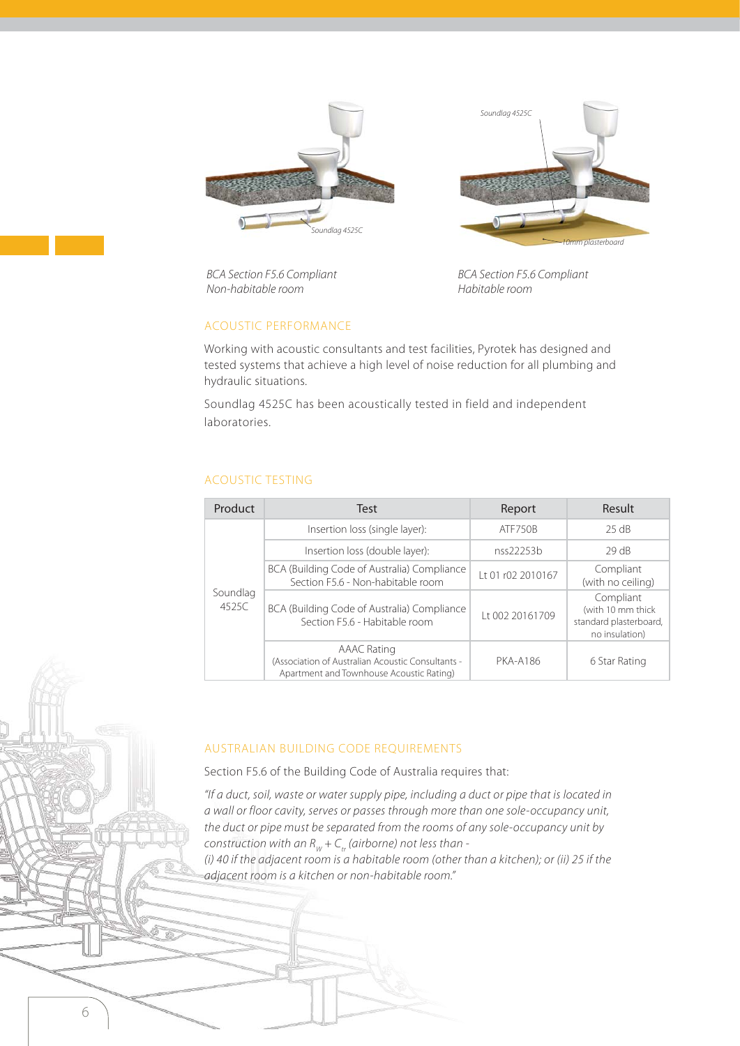*BCA Section F5.6 Compliant*
*Non-habitable room*

*BCA Section F5.6 Compliant*
*Habitable room*

## ACOUSTIC PERFORMANCE

Working with acoustic consultants and test facilities, Pyrotek has designed and tested systems that achieve a high level of noise reduction for all plumbing and hydraulic situations.

Soundlag 4525C has been acoustically tested in field and independent laboratories.

## ACOUSTIC TESTING

| Product | Test | Report | Result |
|---|---|---|---|
| Soundlag 4525C | Insertion loss (single layer): | ATF750B | 25 dB |
| | Insertion loss (double layer): | nss22253b | 29 dB |
| | BCA (Building Code of Australia) Compliance Section F5.6 - Non-habitable room | Lt 01 r02 2010167 | Compliant (with no ceiling) |
| | BCA (Building Code of Australia) Compliance Section F5.6 - Habitable room | Lt 002 20161709 | Compliant (with 10 mm thick standard plasterboard, no insulation) |
| | AAAC Rating (Association of Australian Acoustic Consultants - Apartment and Townhouse Acoustic Rating) | PKA-A186 | 6 Star Rating |

## AUSTRALIAN BUILDING CODE REQUIREMENTS

Section F5.6 of the Building Code of Australia requires that:

*"If a duct, soil, waste or water supply pipe, including a duct or pipe that is located in a wall or floor cavity, serves or passes through more than one sole-occupancy unit, the duct or pipe must be separated from the rooms of any sole-occupancy unit by construction with an $R_w + C_{tr}$ (airborne) not less than -*
*(i) 40 if the adjacent room is a habitable room (other than a kitchen); or (ii) 25 if the adjacent room is a kitchen or non-habitable room."*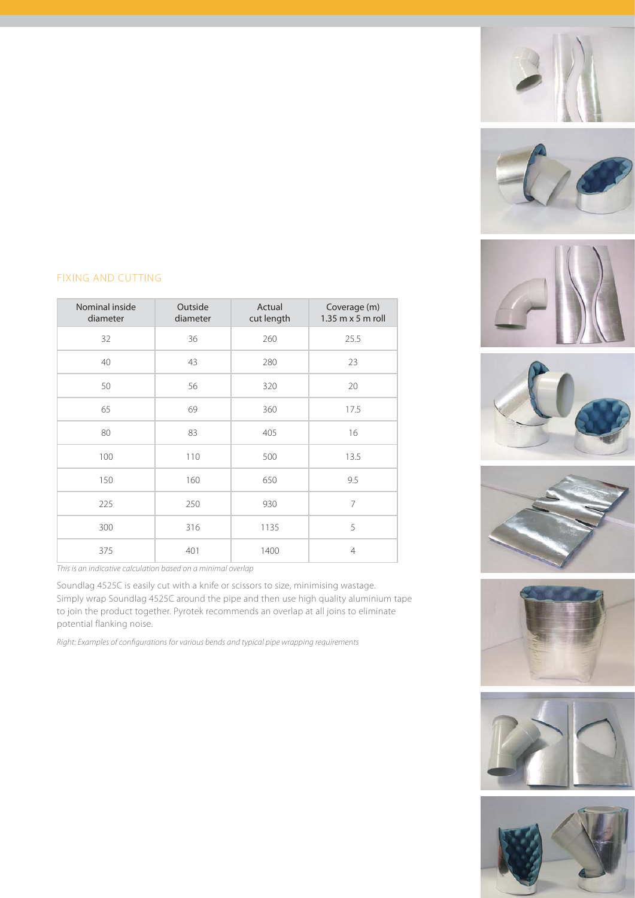## FIXING AND CUTTING

| Nominal inside diameter | Outside diameter | Actual cut length | Coverage (m) 1.35 m x 5 m roll |
|---|---|---|---|
| 32 | 36 | 260 | 25.5 |
| 40 | 43 | 280 | 23 |
| 50 | 56 | 320 | 20 |
| 65 | 69 | 360 | 17.5 |
| 80 | 83 | 405 | 16 |
| 100 | 110 | 500 | 13.5 |
| 150 | 160 | 650 | 9.5 |
| 225 | 250 | 930 | 7 |
| 300 | 316 | 1135 | 5 |
| 375 | 401 | 1400 | 4 |

*This is an indicative calculation based on a minimal overlap*

Soundlag 4525C is easily cut with a knife or scissors to size, minimising wastage. Simply wrap Soundlag 4525C around the pipe and then use high quality aluminium tape to join the product together. Pyrotek recommends an overlap at all joins to eliminate potential flanking noise.

*Right: Examples of configurations for various bends and typical pipe wrapping requirements*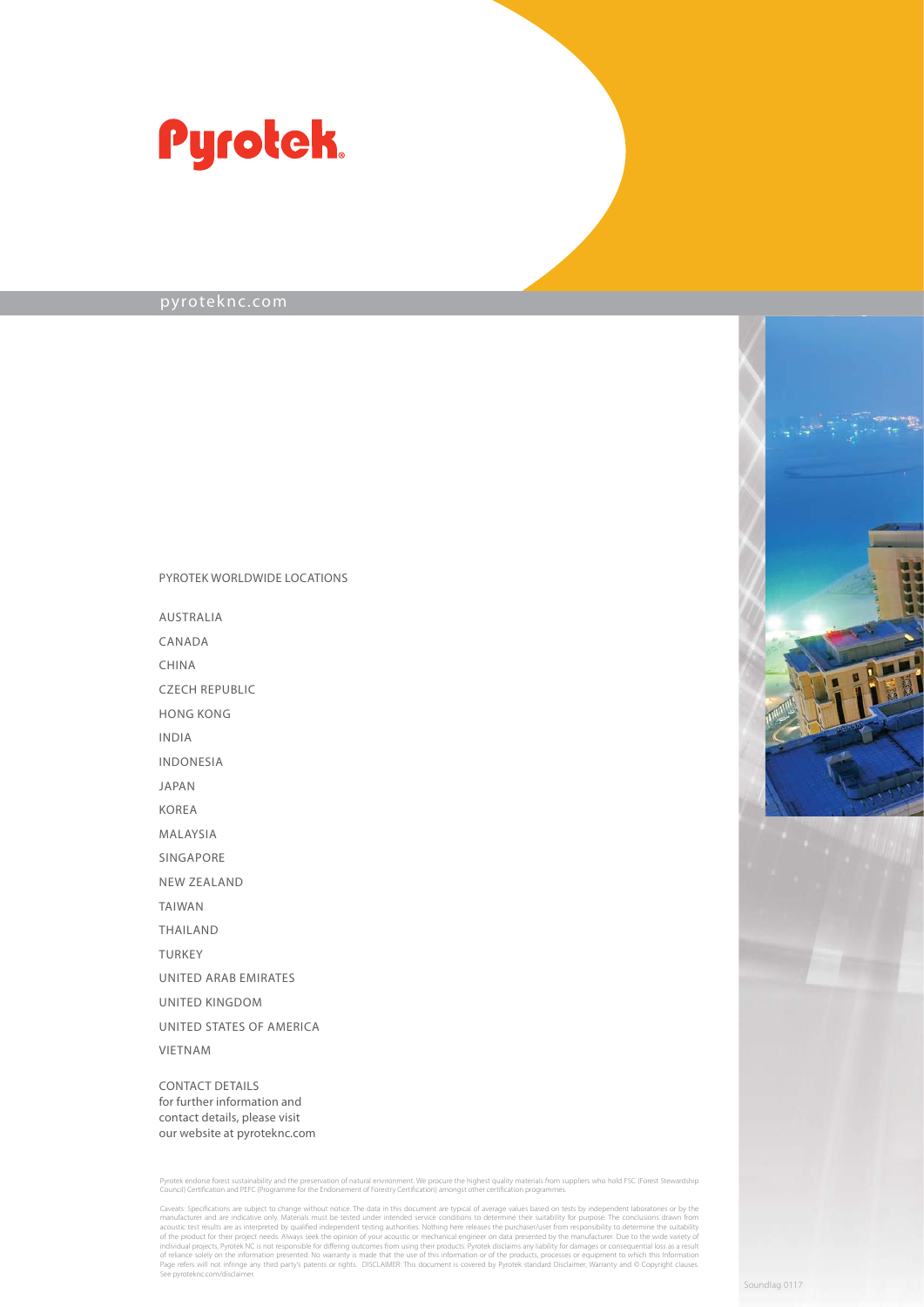Pyrotek®

pyroteknc.com

PYROTEK WORLDWIDE LOCATIONS

AUSTRALIA

CANADA

CHINA

CZECH REPUBLIC

HONG KONG

INDIA

INDONESIA

JAPAN

KOREA

MALAYSIA

SINGAPORE

NEW ZEALAND

TAIWAN

THAILAND

TURKEY

UNITED ARAB EMIRATES

UNITED KINGDOM

UNITED STATES OF AMERICA

VIETNAM

CONTACT DETAILS
for further information and contact details, please visit our website at pyroteknc.com

Pyrotek endorse forest sustainability and the preservation of natural environment. We procure the highest quality materials from suppliers who hold FSC (Forest Stewardship Council) Certification and PEFC (Programme for the Endorsement of Forestry Certification) amongst other certification programmes.

Caveats: Specifications are subject to change without notice. The data in this document are typical of average values based on tests by independent laboratories or by the manufacturer and are indicative only. Materials must be tested under intended service conditions to determine their suitability for purpose. The conclusions drawn from acoustic test results are as interpreted by qualified independent testing authorities. Nothing here releases the purchaser/user from responsibility to determine the suitability of the product for their project needs. Always seek the opinion of your acoustic or mechanical engineer on data presented by the manufacturer. Due to the wide variety of individual projects, Pyrotek NC is not responsible for differing outcomes from using their products. Pyrotek disclaims any liability for damages or consequential loss as a result of reliance solely on the information presented. No warranty is made that the use of this information or of the products, processes or equipment to which this Information Page refers will not infringe any third party's patents or rights. DISCLAIMER: This document is covered by Pyrotek standard Disclaimer, Warranty and © Copyright clauses. See pyroteknc.com/disclaimer.

Soundlag 0117